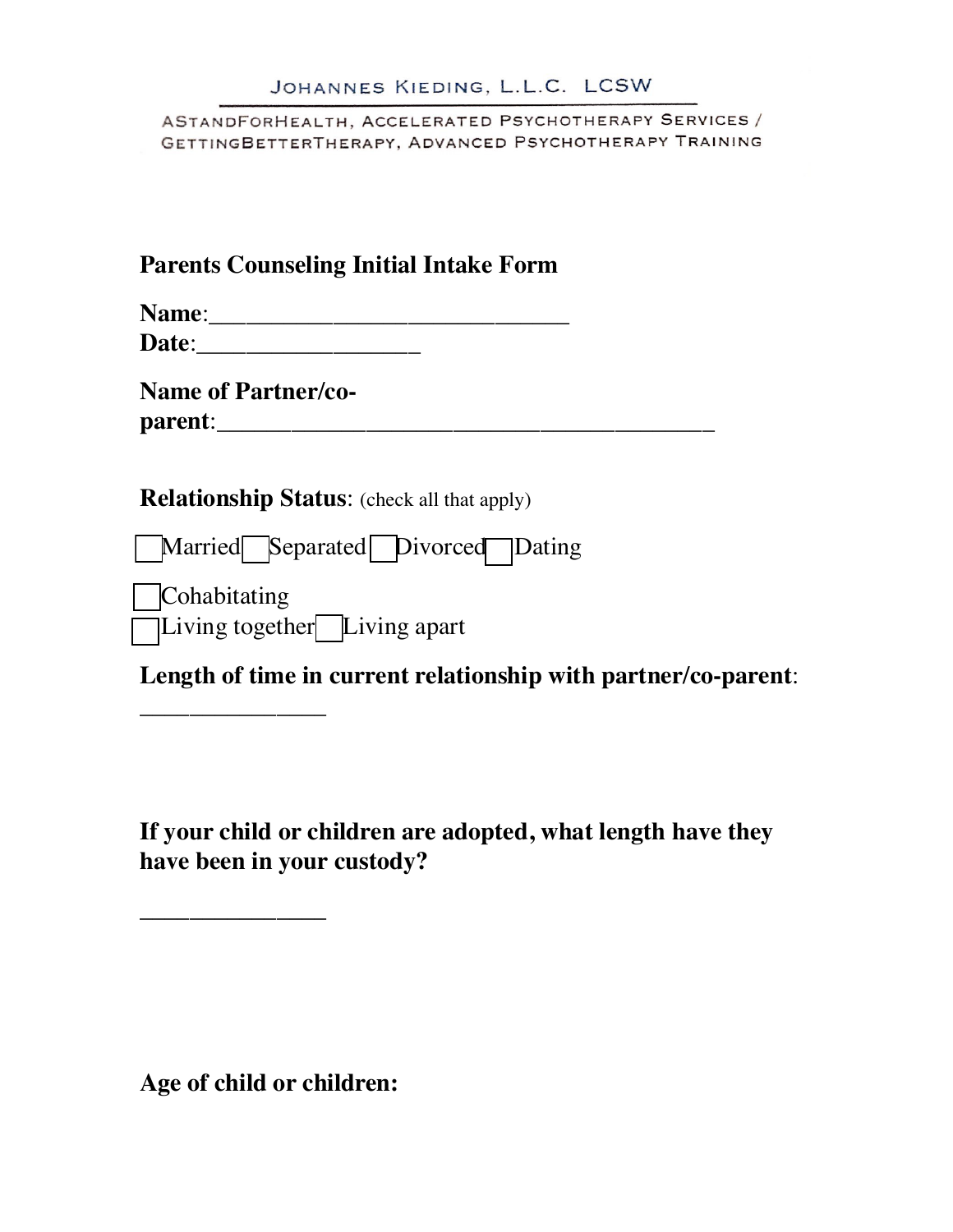JOHANNES KIEDING, L.L.C. LCSW

ASTANDFORHEALTH, ACCELERATED PSYCHOTHERAPY SERVICES / GETTINGBETTERTHERAPY, ADVANCED PSYCHOTHERAPY TRAINING

## Parents Counseling Initial Intake Form

**Name**:______________________________
**Date**:__________________

**Name of Partner/co-parent**:_________________________________________

**Relationship Status**: (check all that apply)

☐ Married ☐ Separated ☐ Divorced ☐ Dating

☐ Cohabitating
☐ Living together ☐ Living apart

**Length of time in current relationship with partner/co-parent**:
_______________

**If your child or children are adopted, what length have they have been in your custody?**

_______________

**Age of child or children:**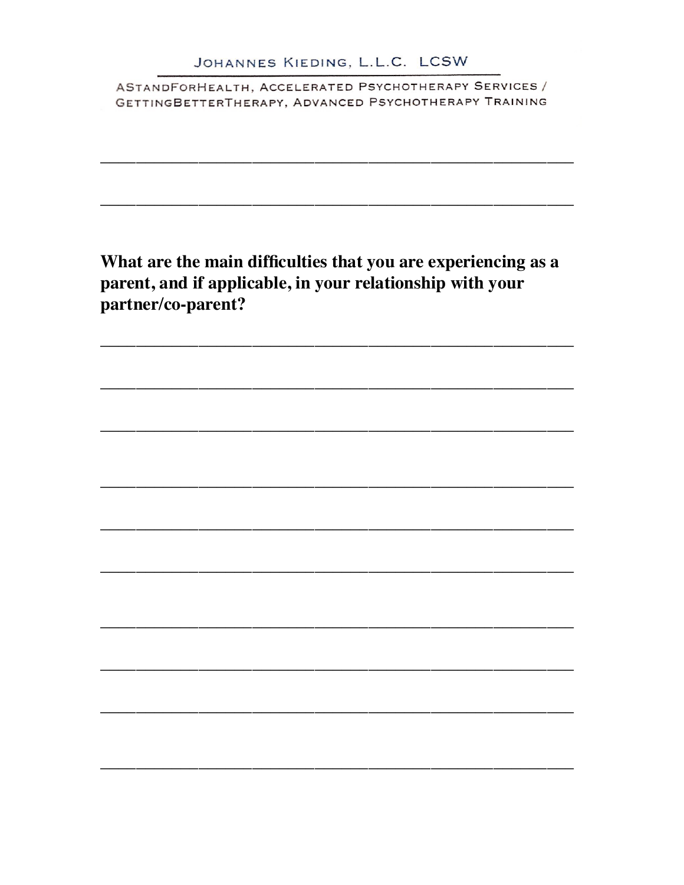______________________________________________________

______________________________________________________

**What are the main difficulties that you are experiencing as a parent, and if applicable, in your relationship with your partner/co-parent?**

______________________________________________________

______________________________________________________

______________________________________________________

______________________________________________________

______________________________________________________

______________________________________________________

______________________________________________________

______________________________________________________

______________________________________________________

______________________________________________________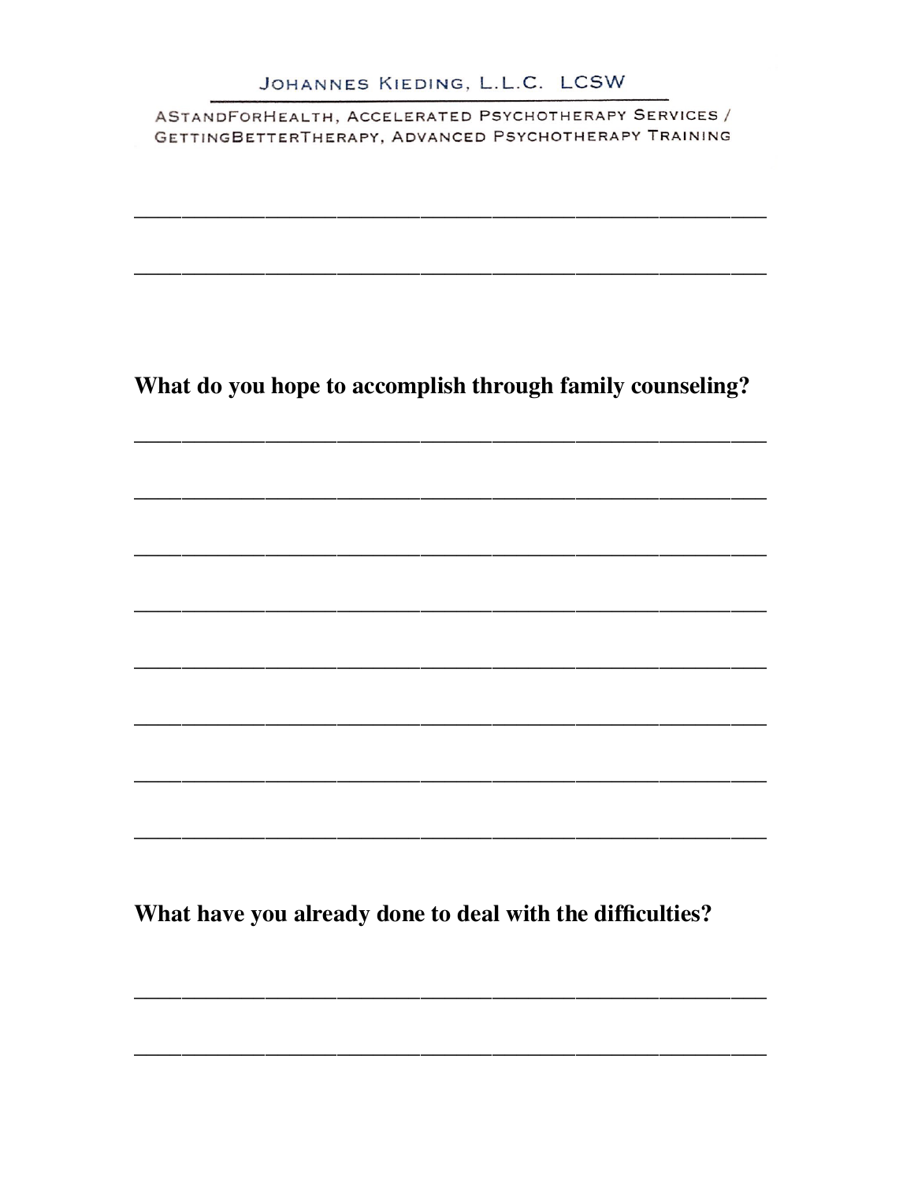**What do you hope to accomplish through family counseling?**

_______________________________________________

_______________________________________________

_______________________________________________

_______________________________________________

_______________________________________________

_______________________________________________

_______________________________________________

_______________________________________________

**What have you already done to deal with the difficulties?**

_______________________________________________

_______________________________________________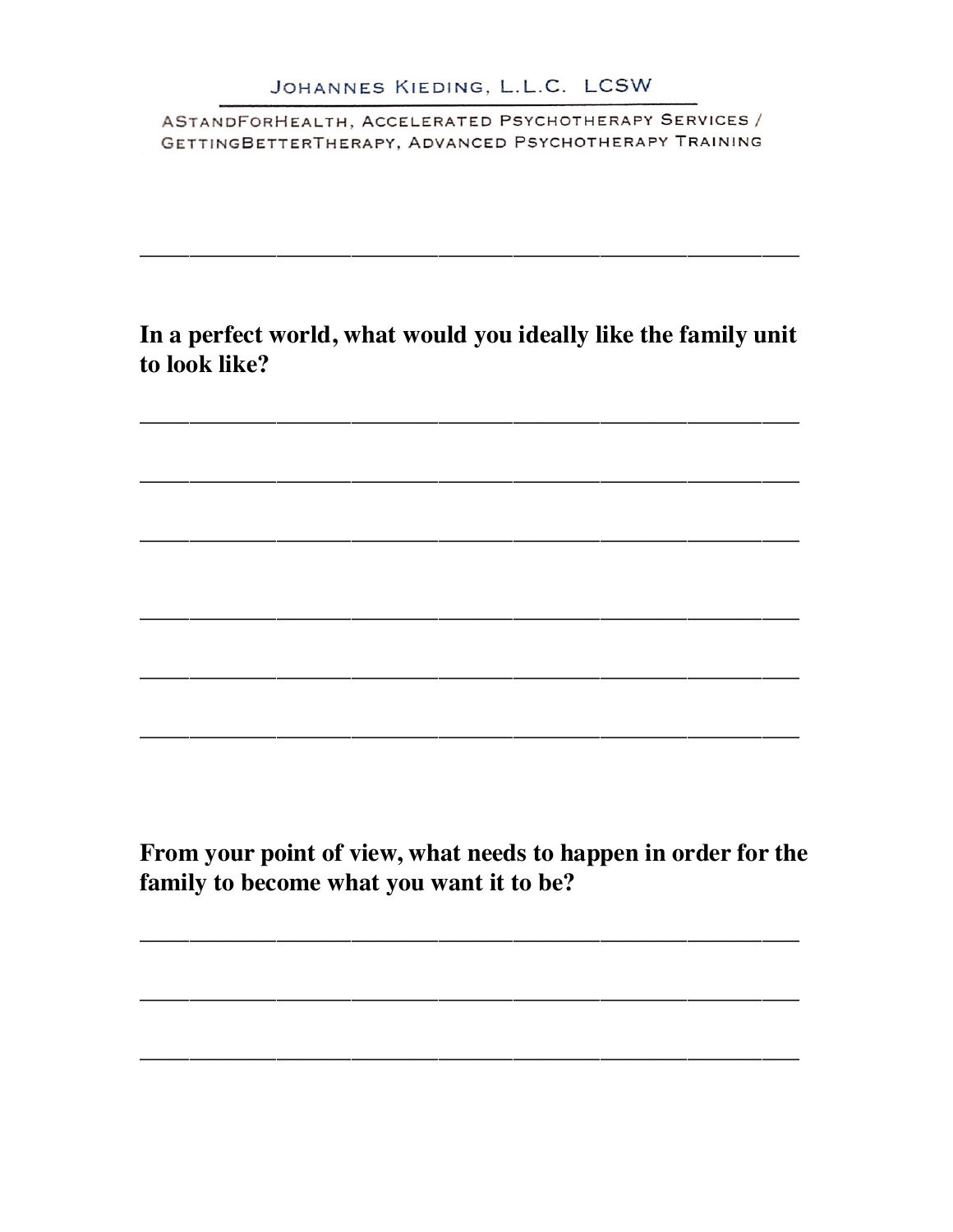______________________________________________

**In a perfect world, what would you ideally like the family unit to look like?**

______________________________________________

______________________________________________

______________________________________________

______________________________________________

______________________________________________

______________________________________________

**From your point of view, what needs to happen in order for the family to become what you want it to be?**

______________________________________________

______________________________________________

______________________________________________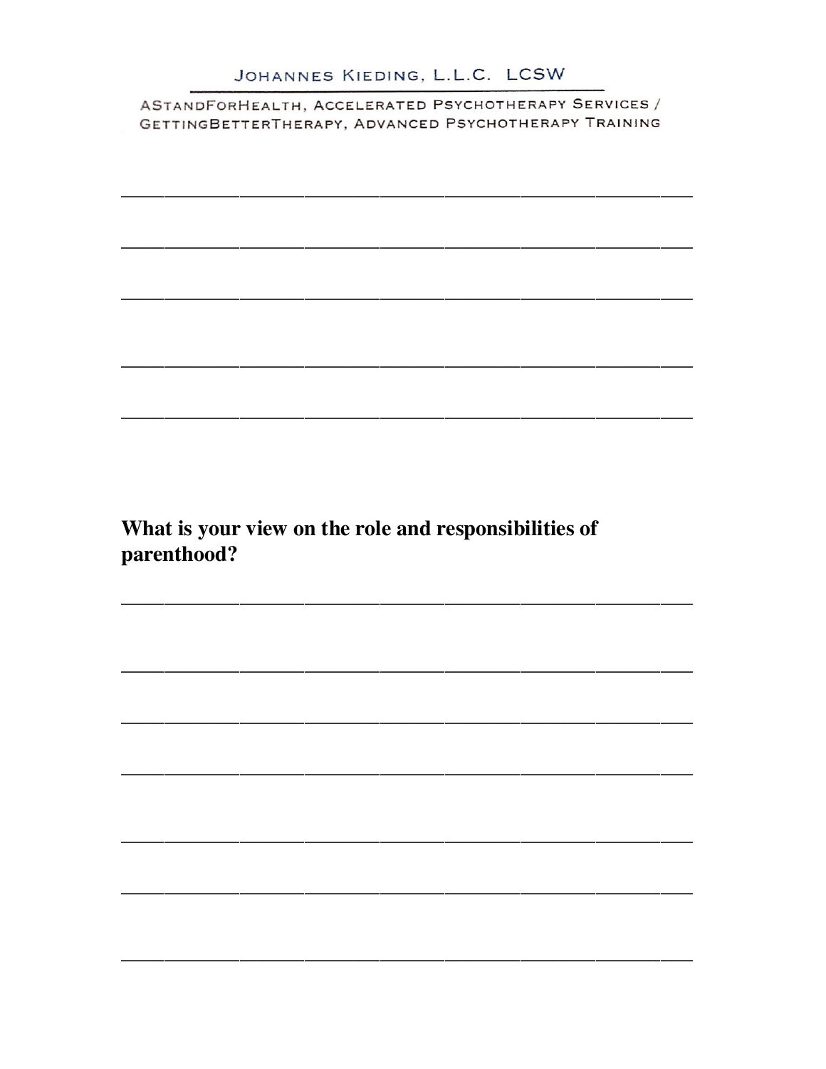______________________________________________________________

______________________________________________________________

______________________________________________________________

______________________________________________________________

______________________________________________________________

**What is your view on the role and responsibilities of parenthood?**

______________________________________________________________

______________________________________________________________

______________________________________________________________

______________________________________________________________

______________________________________________________________

______________________________________________________________

______________________________________________________________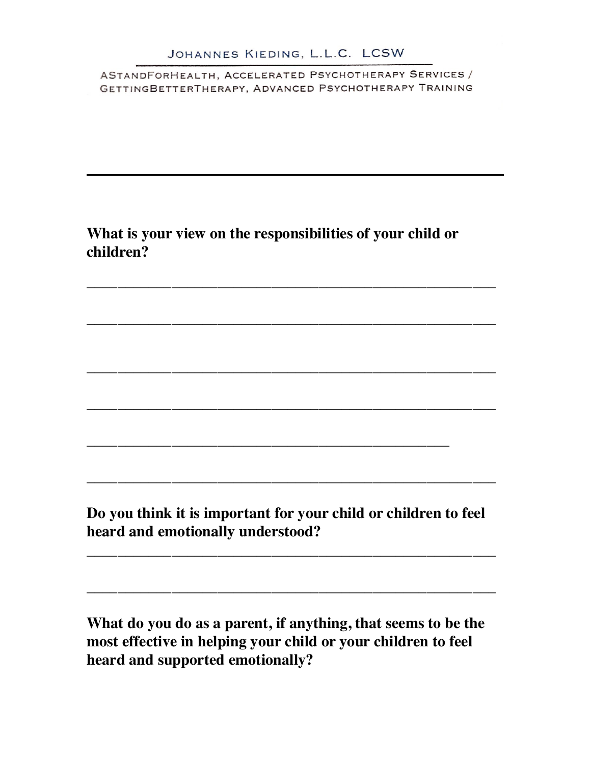**What is your view on the responsibilities of your child or children?**

_______________________________________________

_______________________________________________

_______________________________________________

_______________________________________________

__________________________________________

_______________________________________________

**Do you think it is important for your child or children to feel heard and emotionally understood?**

_______________________________________________

_______________________________________________

**What do you do as a parent, if anything, that seems to be the most effective in helping your child or your children to feel heard and supported emotionally?**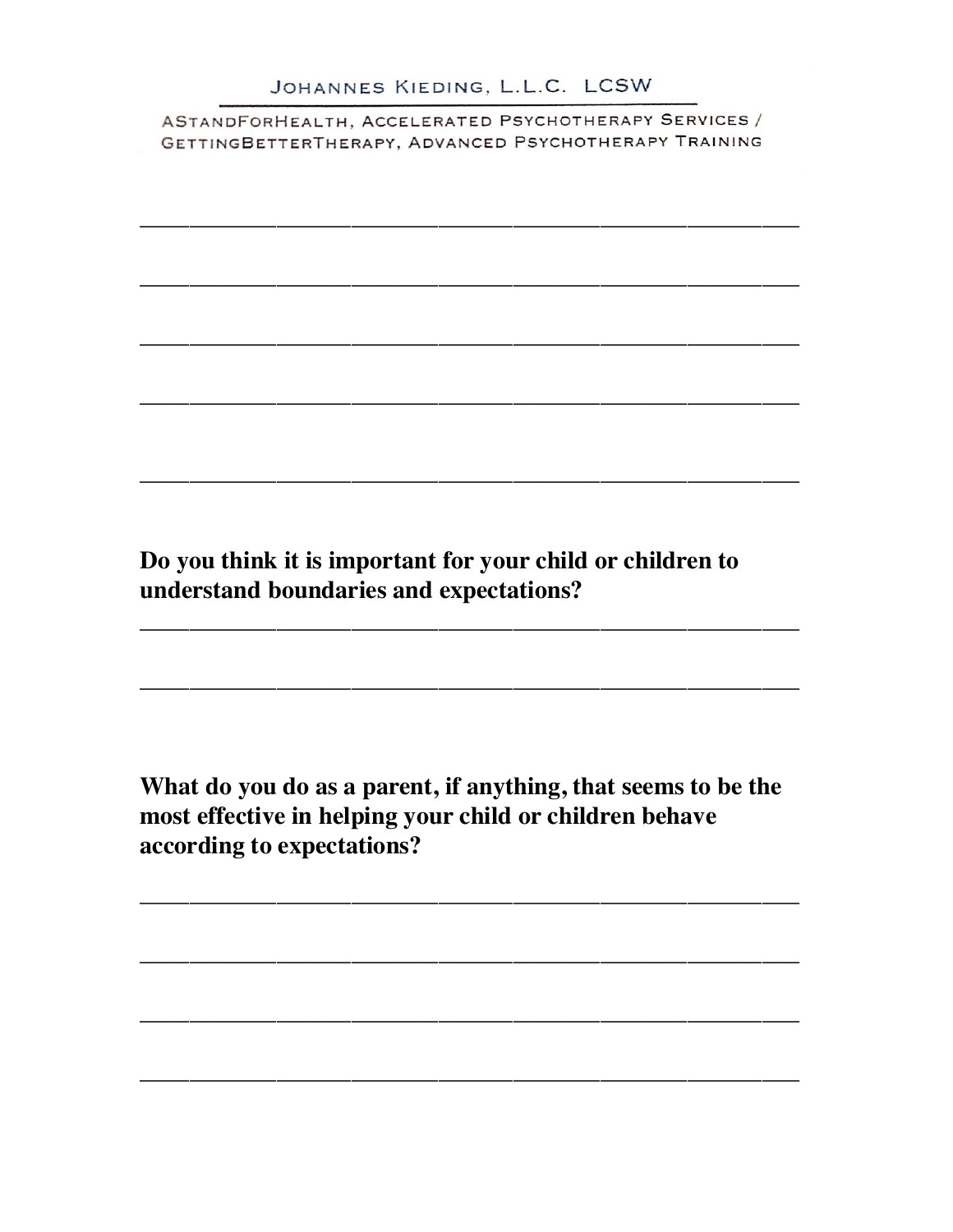______________________________________________

______________________________________________

______________________________________________

______________________________________________

______________________________________________

**Do you think it is important for your child or children to understand boundaries and expectations?**

______________________________________________

______________________________________________

**What do you do as a parent, if anything, that seems to be the most effective in helping your child or children behave according to expectations?**

______________________________________________

______________________________________________

______________________________________________

______________________________________________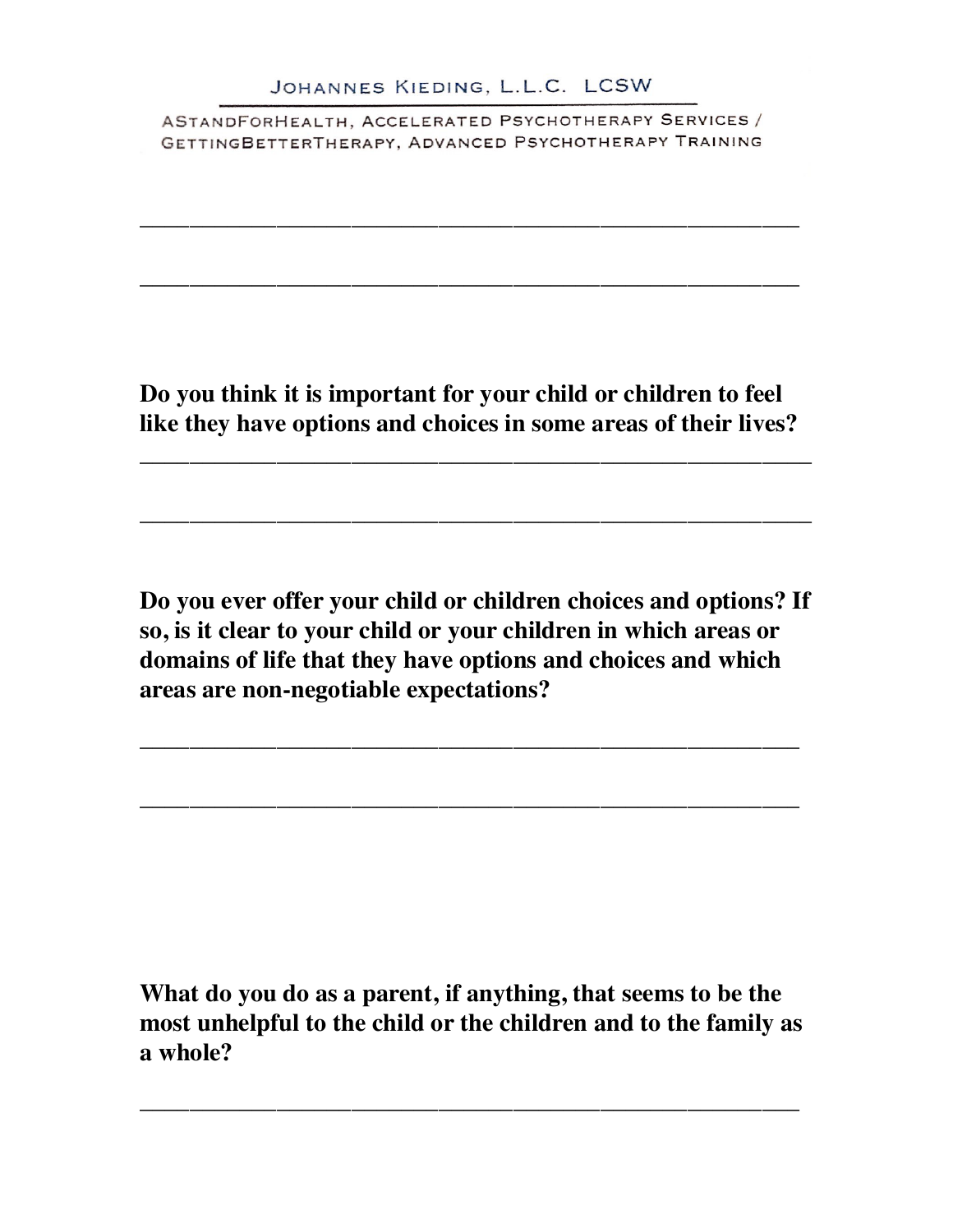Do you think it is important for your child or children to feel like they have options and choices in some areas of their lives?

_______________________________________________________

_______________________________________________________

Do you ever offer your child or children choices and options? If so, is it clear to your child or your children in which areas or domains of life that they have options and choices and which areas are non-negotiable expectations?

_______________________________________________________

_______________________________________________________

What do you do as a parent, if anything, that seems to be the most unhelpful to the child or the children and to the family as a whole?

_______________________________________________________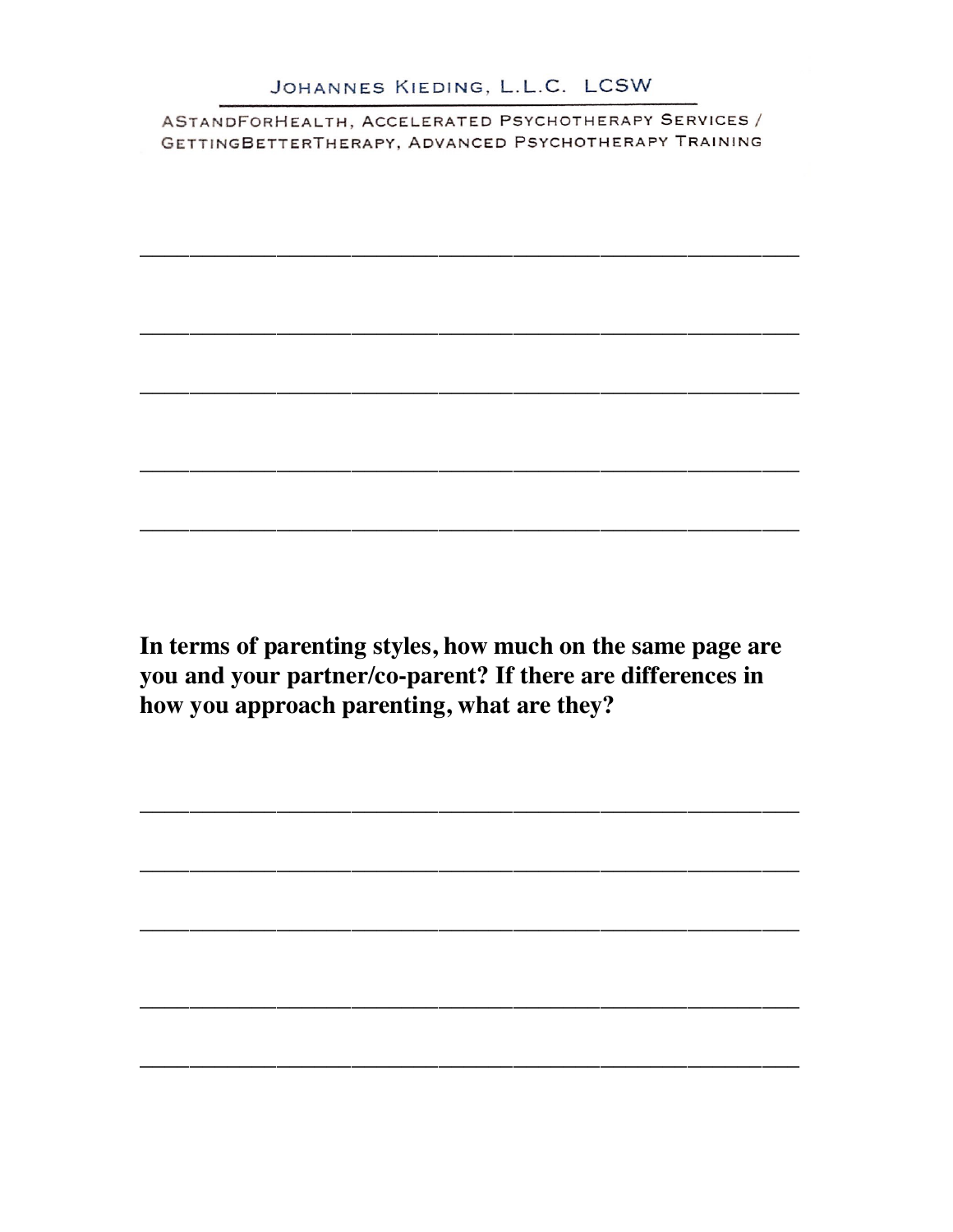_____________________________________________________________

_____________________________________________________________

_____________________________________________________________

_____________________________________________________________

_____________________________________________________________

**In terms of parenting styles, how much on the same page are you and your partner/co-parent? If there are differences in how you approach parenting, what are they?**

_____________________________________________________________

_____________________________________________________________

_____________________________________________________________

_____________________________________________________________

_____________________________________________________________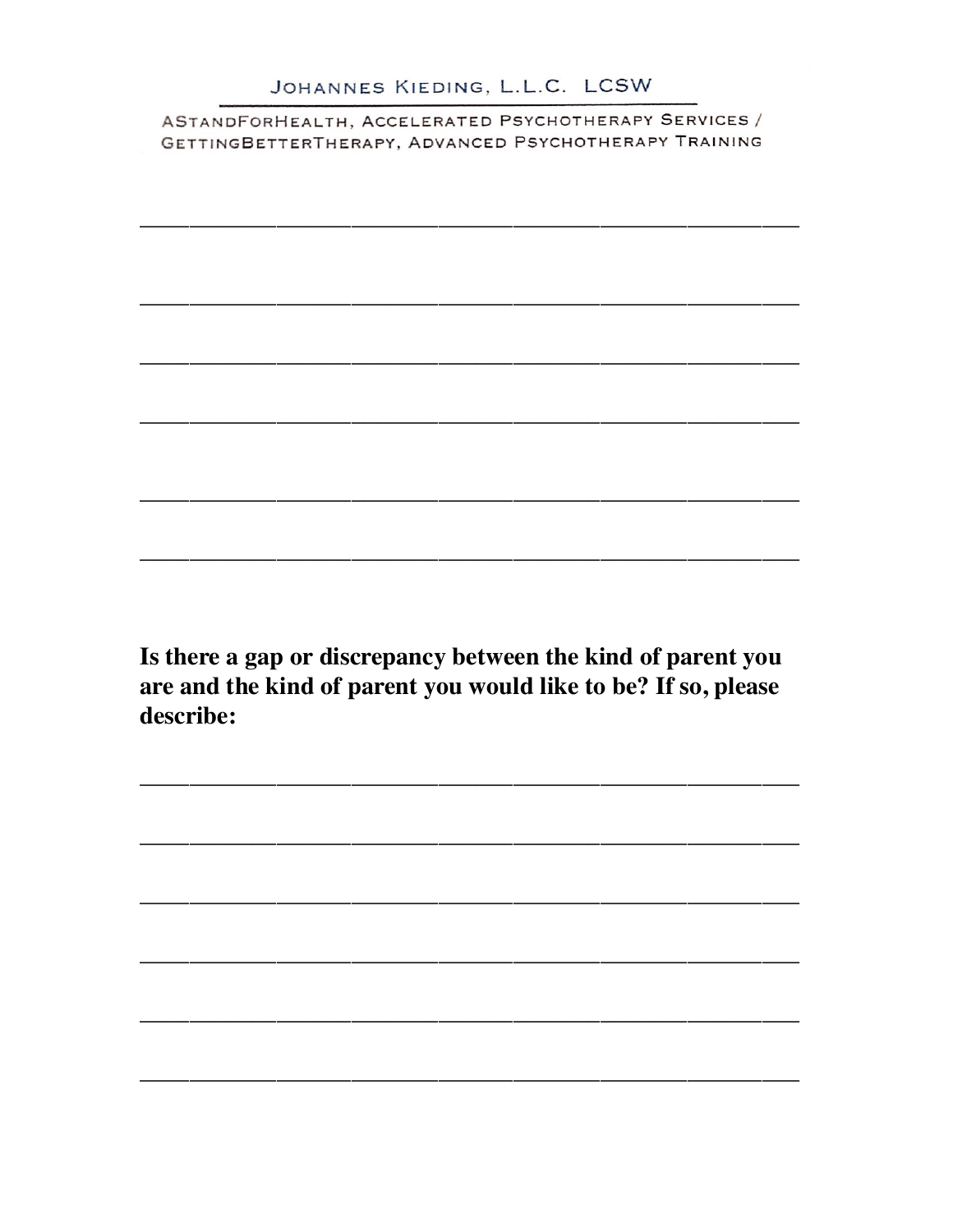Is there a gap or discrepancy between the kind of parent you are and the kind of parent you would like to be? If so, please describe:

______________________________________________

______________________________________________

______________________________________________

______________________________________________

______________________________________________

______________________________________________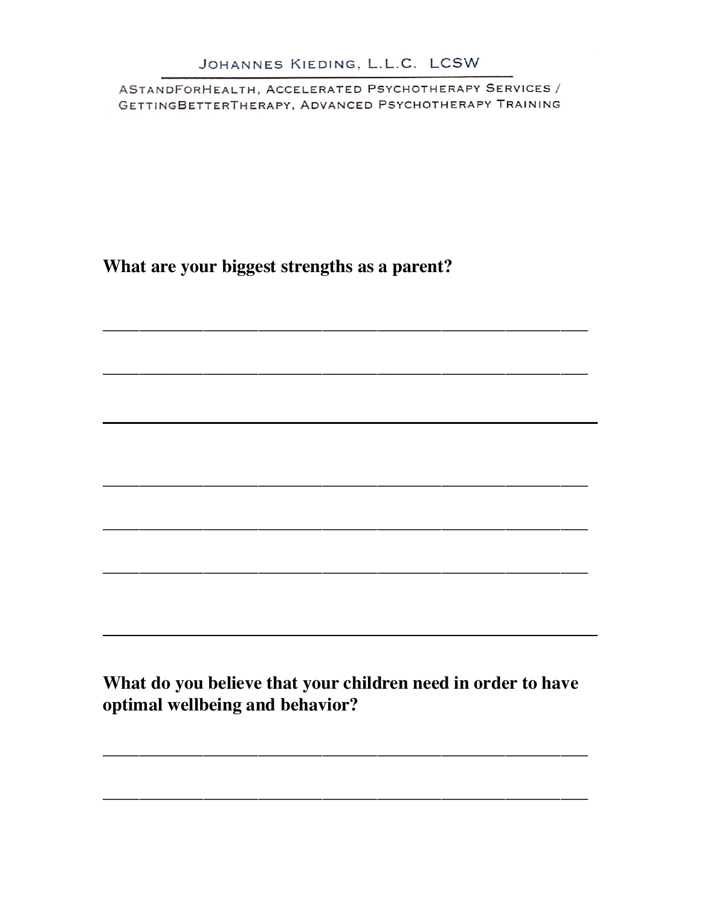**What are your biggest strengths as a parent?**

\_\_\_\_\_\_\_\_\_\_\_\_\_\_\_\_\_\_\_\_\_\_\_\_\_\_\_\_\_\_\_\_\_\_\_\_\_\_\_\_\_\_\_\_\_\_\_\_\_\_

\_\_\_\_\_\_\_\_\_\_\_\_\_\_\_\_\_\_\_\_\_\_\_\_\_\_\_\_\_\_\_\_\_\_\_\_\_\_\_\_\_\_\_\_\_\_\_\_\_\_

\_\_\_\_\_\_\_\_\_\_\_\_\_\_\_\_\_\_\_\_\_\_\_\_\_\_\_\_\_\_\_\_\_\_\_\_\_\_\_\_\_\_\_\_\_\_\_\_\_\_

\_\_\_\_\_\_\_\_\_\_\_\_\_\_\_\_\_\_\_\_\_\_\_\_\_\_\_\_\_\_\_\_\_\_\_\_\_\_\_\_\_\_\_\_\_\_\_\_\_\_

\_\_\_\_\_\_\_\_\_\_\_\_\_\_\_\_\_\_\_\_\_\_\_\_\_\_\_\_\_\_\_\_\_\_\_\_\_\_\_\_\_\_\_\_\_\_\_\_\_\_

\_\_\_\_\_\_\_\_\_\_\_\_\_\_\_\_\_\_\_\_\_\_\_\_\_\_\_\_\_\_\_\_\_\_\_\_\_\_\_\_\_\_\_\_\_\_\_\_\_\_

\_\_\_\_\_\_\_\_\_\_\_\_\_\_\_\_\_\_\_\_\_\_\_\_\_\_\_\_\_\_\_\_\_\_\_\_\_\_\_\_\_\_\_\_\_\_\_\_\_\_

**What do you believe that your children need in order to have optimal wellbeing and behavior?**

\_\_\_\_\_\_\_\_\_\_\_\_\_\_\_\_\_\_\_\_\_\_\_\_\_\_\_\_\_\_\_\_\_\_\_\_\_\_\_\_\_\_\_\_\_\_\_\_\_\_

\_\_\_\_\_\_\_\_\_\_\_\_\_\_\_\_\_\_\_\_\_\_\_\_\_\_\_\_\_\_\_\_\_\_\_\_\_\_\_\_\_\_\_\_\_\_\_\_\_\_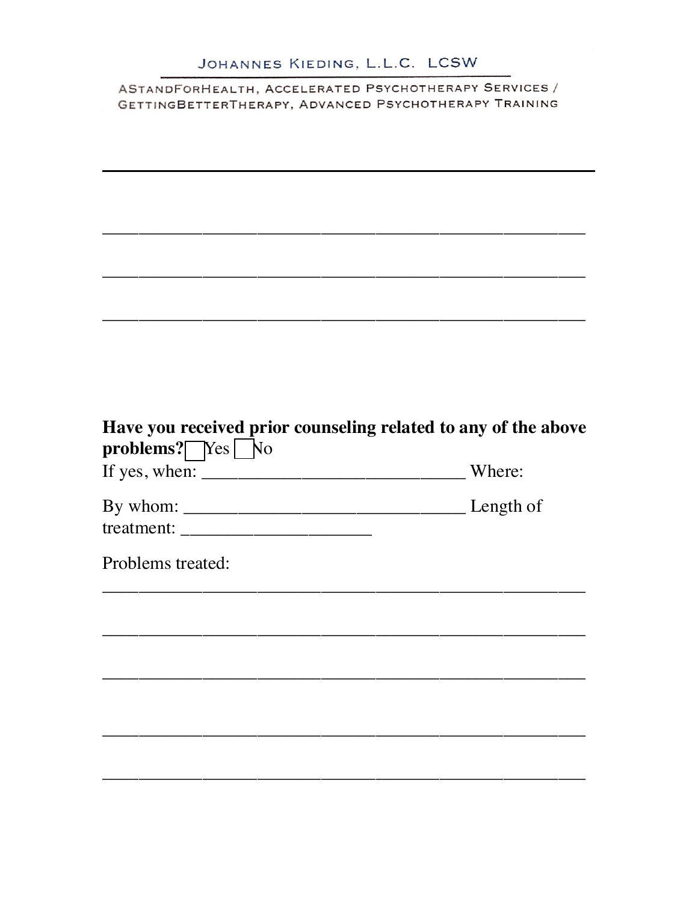______________________________________________________

______________________________________________________

______________________________________________________

**Have you received prior counseling related to any of the above problems?** ☐ Yes ☐ No

If yes, when: _____________________________ Where:

By whom: _______________________________ Length of treatment: _____________________

Problems treated:

______________________________________________________

______________________________________________________

______________________________________________________

______________________________________________________

______________________________________________________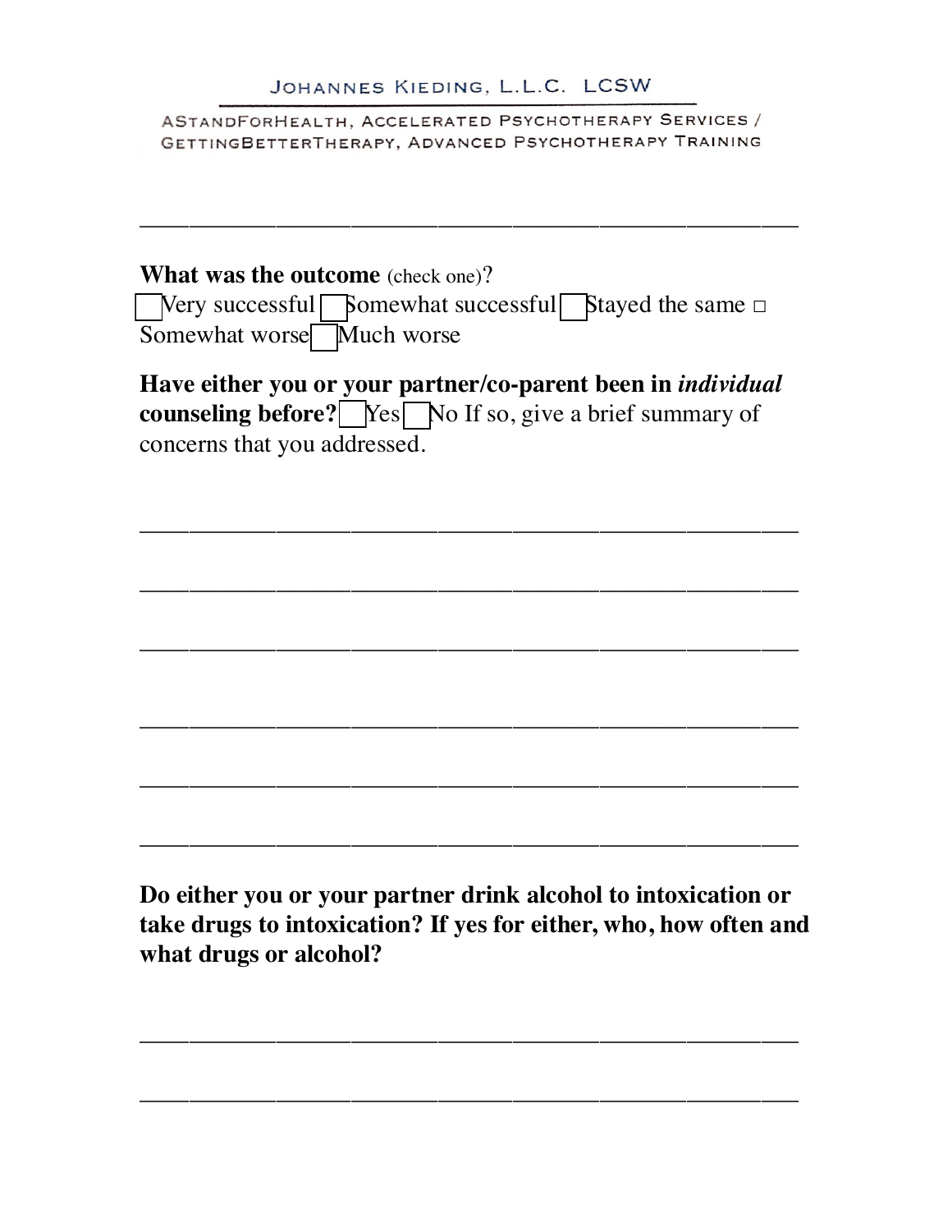JOHANNES KIEDING, L.L.C. LCSW

ASTANDFORHEALTH, ACCELERATED PSYCHOTHERAPY SERVICES / GETTINGBETTERTHERAPY, ADVANCED PSYCHOTHERAPY TRAINING

_______________________________________________

**What was the outcome** (check one)?
☐ Very successful ☐ Somewhat successful ☐ Stayed the same ☐ Somewhat worse ☐ Much worse

**Have either you or your partner/co-parent been in *individual* counseling before?** ☐ Yes ☐ No If so, give a brief summary of concerns that you addressed.

_______________________________________________

_______________________________________________

_______________________________________________

_______________________________________________

_______________________________________________

_______________________________________________

**Do either you or your partner drink alcohol to intoxication or take drugs to intoxication? If yes for either, who, how often and what drugs or alcohol?**

_______________________________________________

_______________________________________________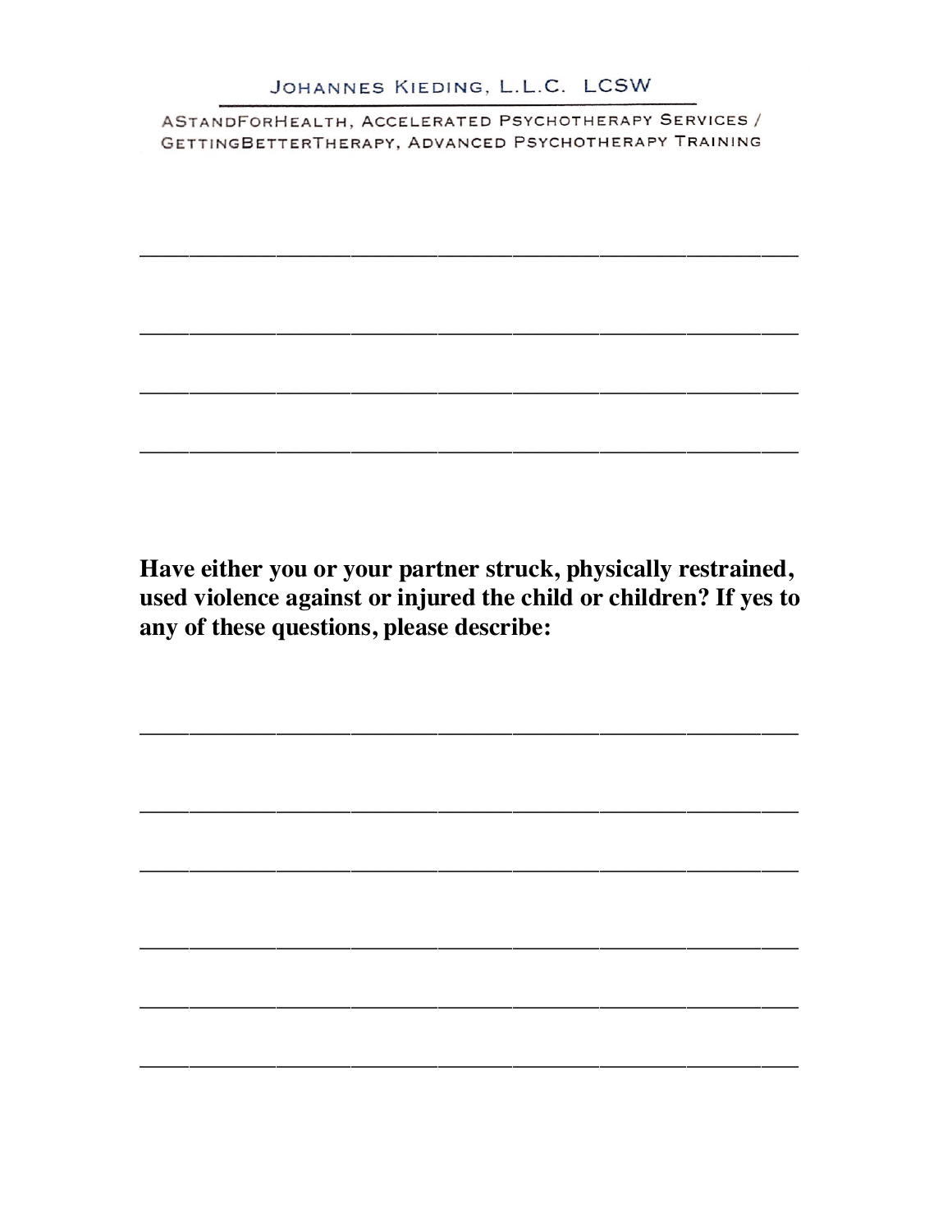______________________________________________

______________________________________________

______________________________________________

______________________________________________

**Have either you or your partner struck, physically restrained, used violence against or injured the child or children? If yes to any of these questions, please describe:**

______________________________________________

______________________________________________

______________________________________________

______________________________________________

______________________________________________

______________________________________________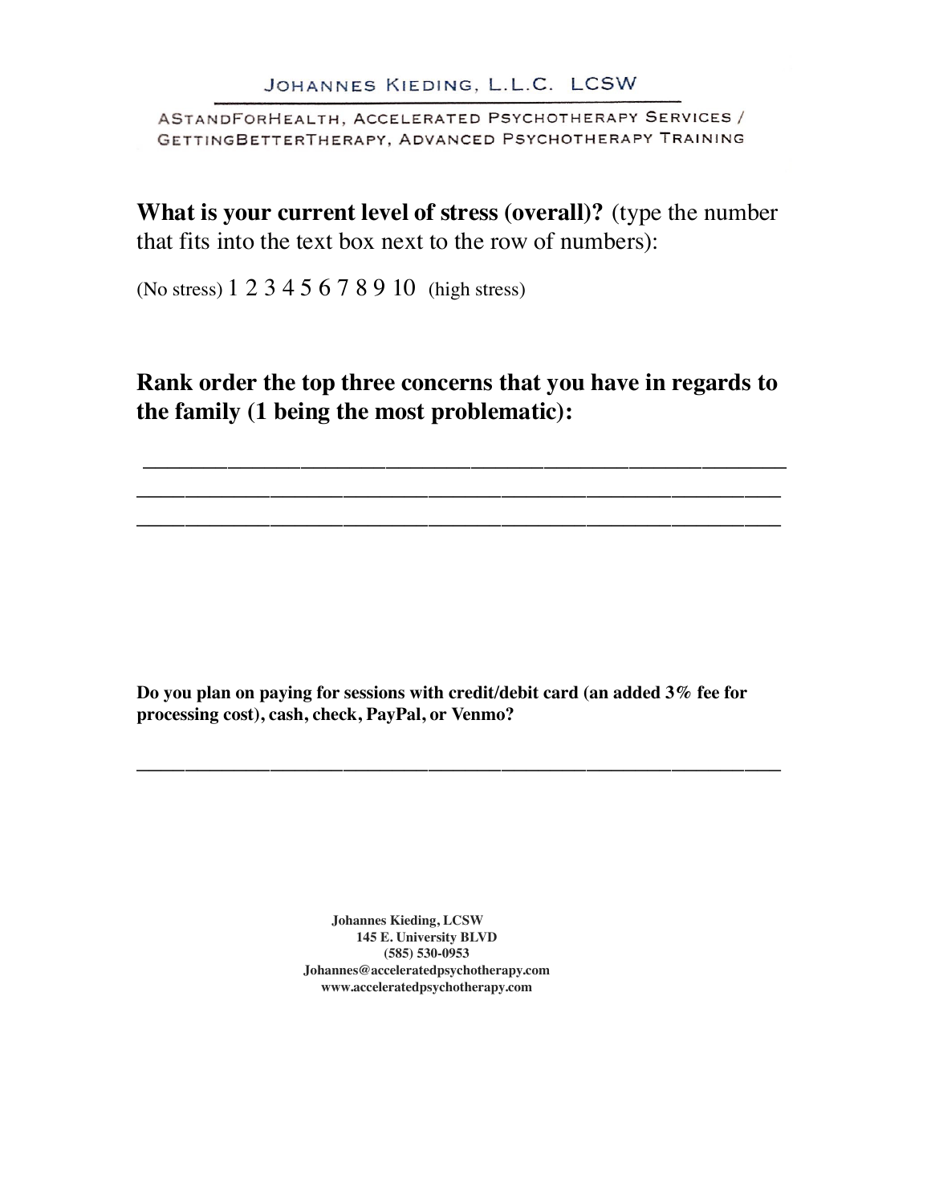**What is your current level of stress (overall)?** (type the number that fits into the text box next to the row of numbers):

(No stress) 1 2 3 4 5 6 7 8 9 10 (high stress)

**Rank order the top three concerns that you have in regards to the family (1 being the most problematic):**

\_\_\_\_\_\_\_\_\_\_\_\_\_\_\_\_\_\_\_\_\_\_\_\_\_\_\_\_\_\_\_\_\_\_\_\_\_\_\_\_\_\_\_\_\_\_\_\_\_\_\_\_\_\_

\_\_\_\_\_\_\_\_\_\_\_\_\_\_\_\_\_\_\_\_\_\_\_\_\_\_\_\_\_\_\_\_\_\_\_\_\_\_\_\_\_\_\_\_\_\_\_\_\_\_\_\_\_\_

\_\_\_\_\_\_\_\_\_\_\_\_\_\_\_\_\_\_\_\_\_\_\_\_\_\_\_\_\_\_\_\_\_\_\_\_\_\_\_\_\_\_\_\_\_\_\_\_\_\_\_\_\_\_

**Do you plan on paying for sessions with credit/debit card (an added 3% fee for processing cost), cash, check, PayPal, or Venmo?**

\_\_\_\_\_\_\_\_\_\_\_\_\_\_\_\_\_\_\_\_\_\_\_\_\_\_\_\_\_\_\_\_\_\_\_\_\_\_\_\_\_\_\_\_\_\_\_\_\_\_\_\_\_\_

**Johannes Kieding, LCSW**
**145 E. University BLVD**
**(585) 530-0953**
**Johannes@acceleratedpsychotherapy.com**
**www.acceleratedpsychotherapy.com**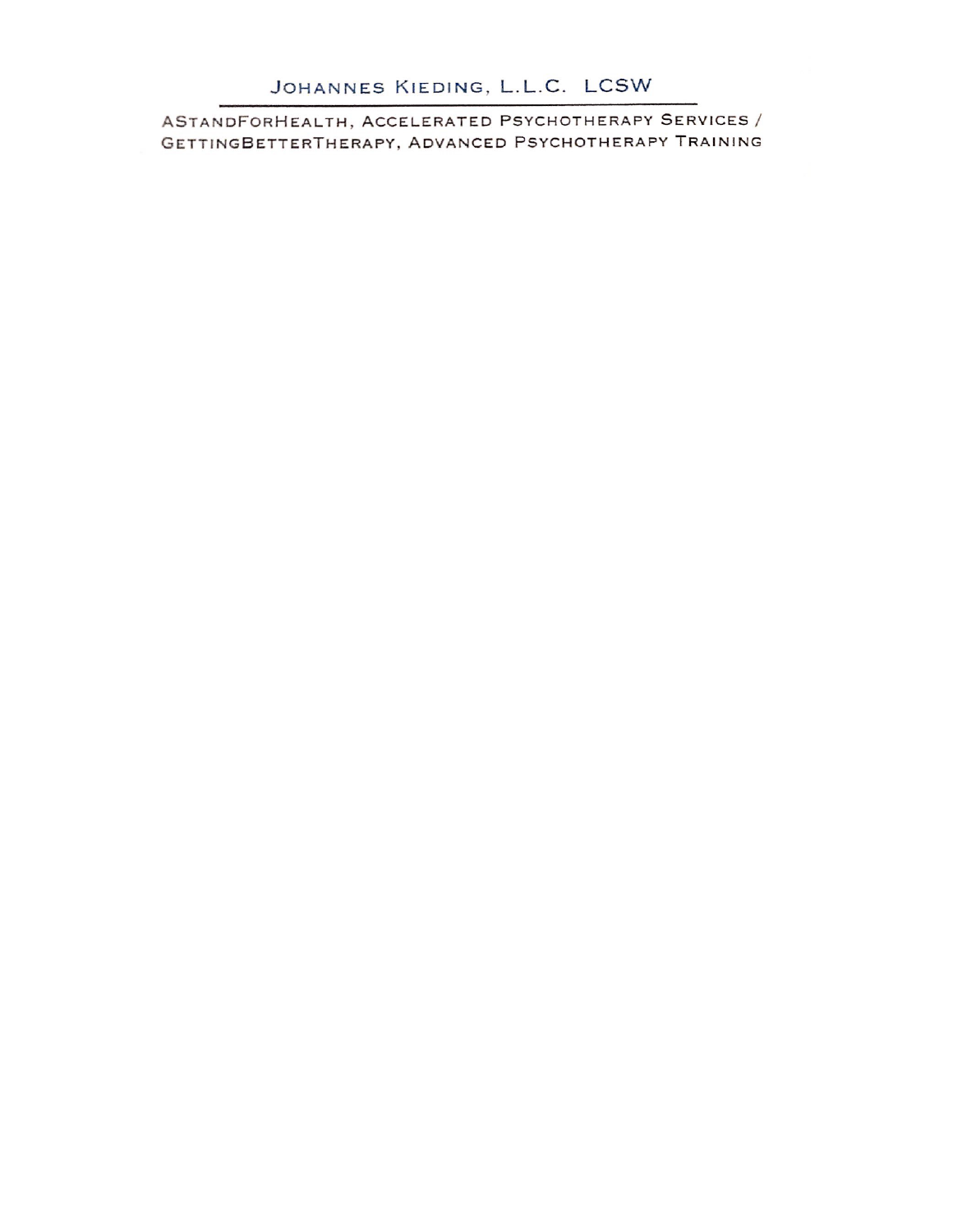JOHANNES KIEDING, L.L.C. LCSW

ASTANDFORHEALTH, ACCELERATED PSYCHOTHERAPY SERVICES / GETTINGBETTERTHERAPY, ADVANCED PSYCHOTHERAPY TRAINING